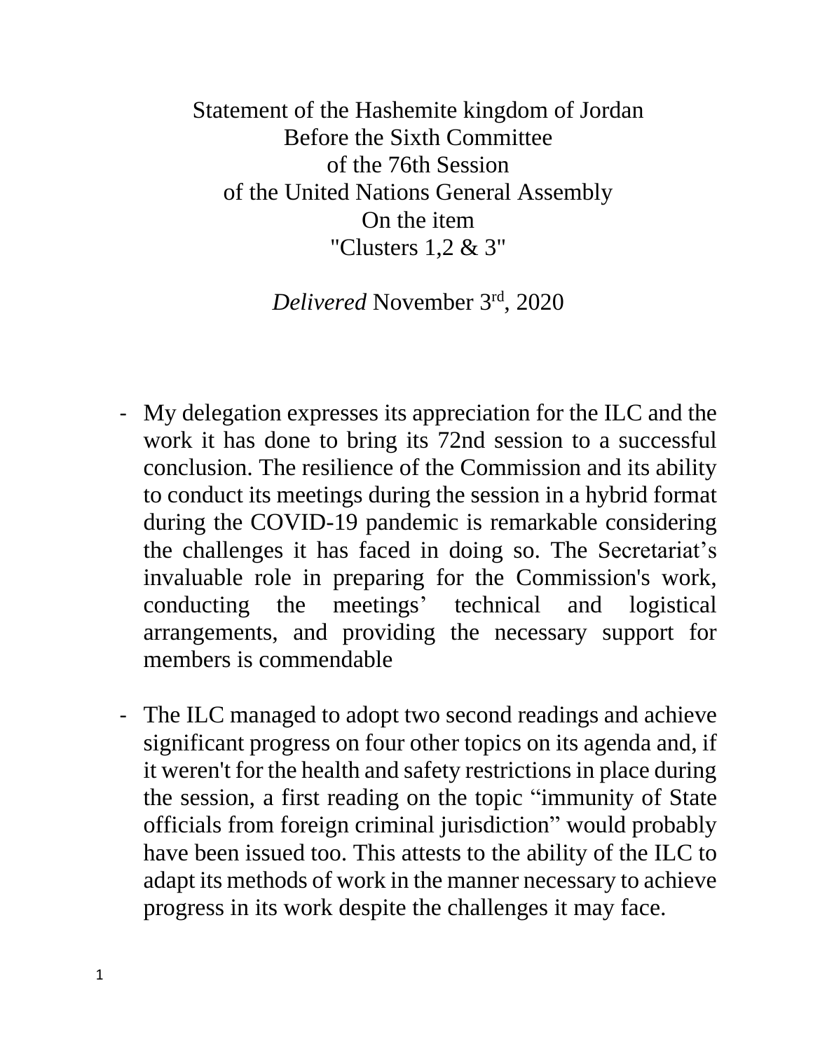# Statement of the Hashemite kingdom of Jordan
## Before the Sixth Committee
## of the 76th Session
## of the United Nations General Assembly
## On the item
## "Clusters 1,2 & 3"

*Delivered* November 3rd, 2020

- My delegation expresses its appreciation for the ILC and the work it has done to bring its 72nd session to a successful conclusion. The resilience of the Commission and its ability to conduct its meetings during the session in a hybrid format during the COVID-19 pandemic is remarkable considering the challenges it has faced in doing so. The Secretariat's invaluable role in preparing for the Commission's work, conducting the meetings' technical and logistical arrangements, and providing the necessary support for members is commendable

- The ILC managed to adopt two second readings and achieve significant progress on four other topics on its agenda and, if it weren't for the health and safety restrictions in place during the session, a first reading on the topic "immunity of State officials from foreign criminal jurisdiction" would probably have been issued too. This attests to the ability of the ILC to adapt its methods of work in the manner necessary to achieve progress in its work despite the challenges it may face.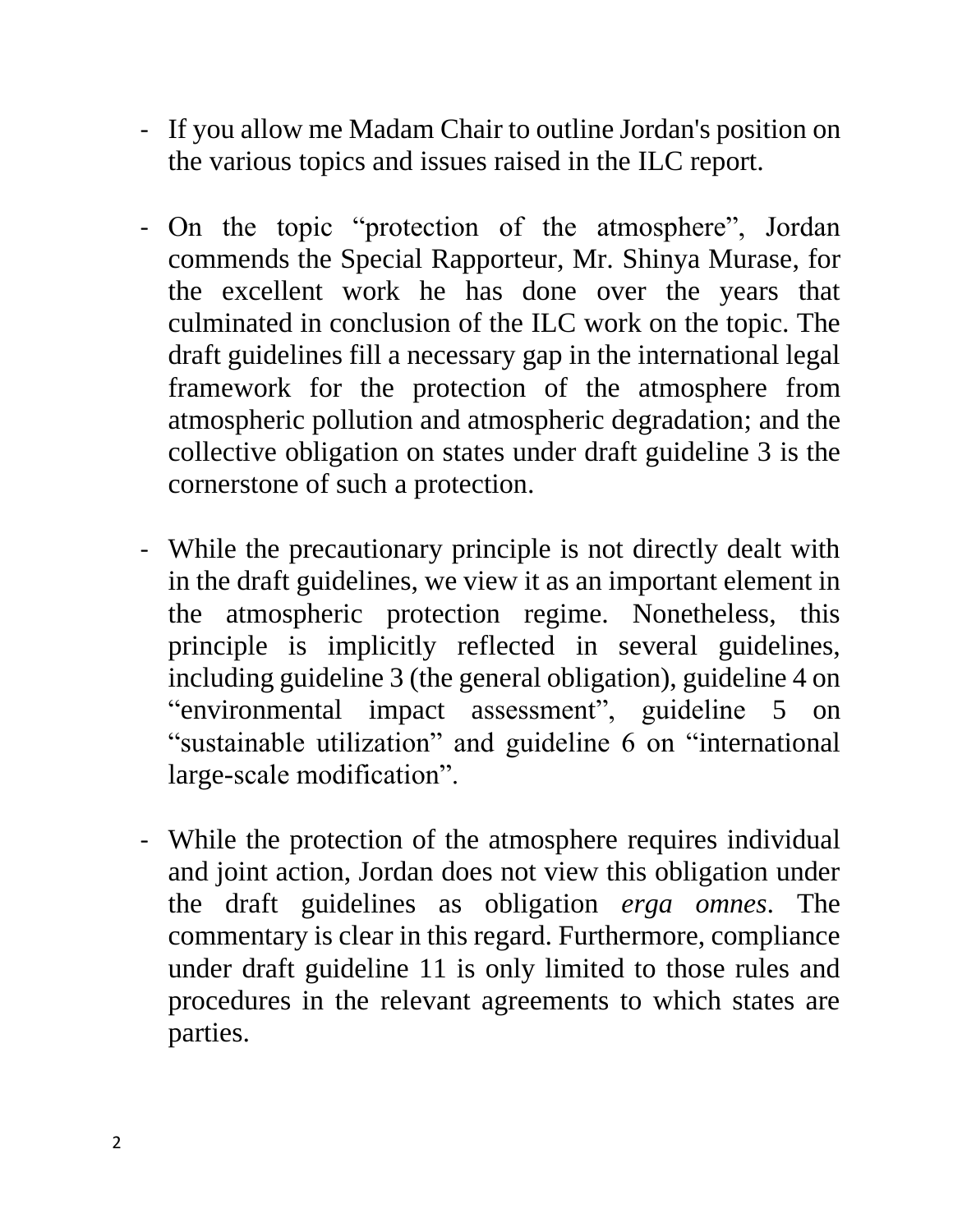- If you allow me Madam Chair to outline Jordan's position on the various topics and issues raised in the ILC report.

- On the topic "protection of the atmosphere", Jordan commends the Special Rapporteur, Mr. Shinya Murase, for the excellent work he has done over the years that culminated in conclusion of the ILC work on the topic. The draft guidelines fill a necessary gap in the international legal framework for the protection of the atmosphere from atmospheric pollution and atmospheric degradation; and the collective obligation on states under draft guideline 3 is the cornerstone of such a protection.

- While the precautionary principle is not directly dealt with in the draft guidelines, we view it as an important element in the atmospheric protection regime. Nonetheless, this principle is implicitly reflected in several guidelines, including guideline 3 (the general obligation), guideline 4 on "environmental impact assessment", guideline 5 on "sustainable utilization" and guideline 6 on "international large-scale modification".

- While the protection of the atmosphere requires individual and joint action, Jordan does not view this obligation under the draft guidelines as obligation *erga omnes*. The commentary is clear in this regard. Furthermore, compliance under draft guideline 11 is only limited to those rules and procedures in the relevant agreements to which states are parties.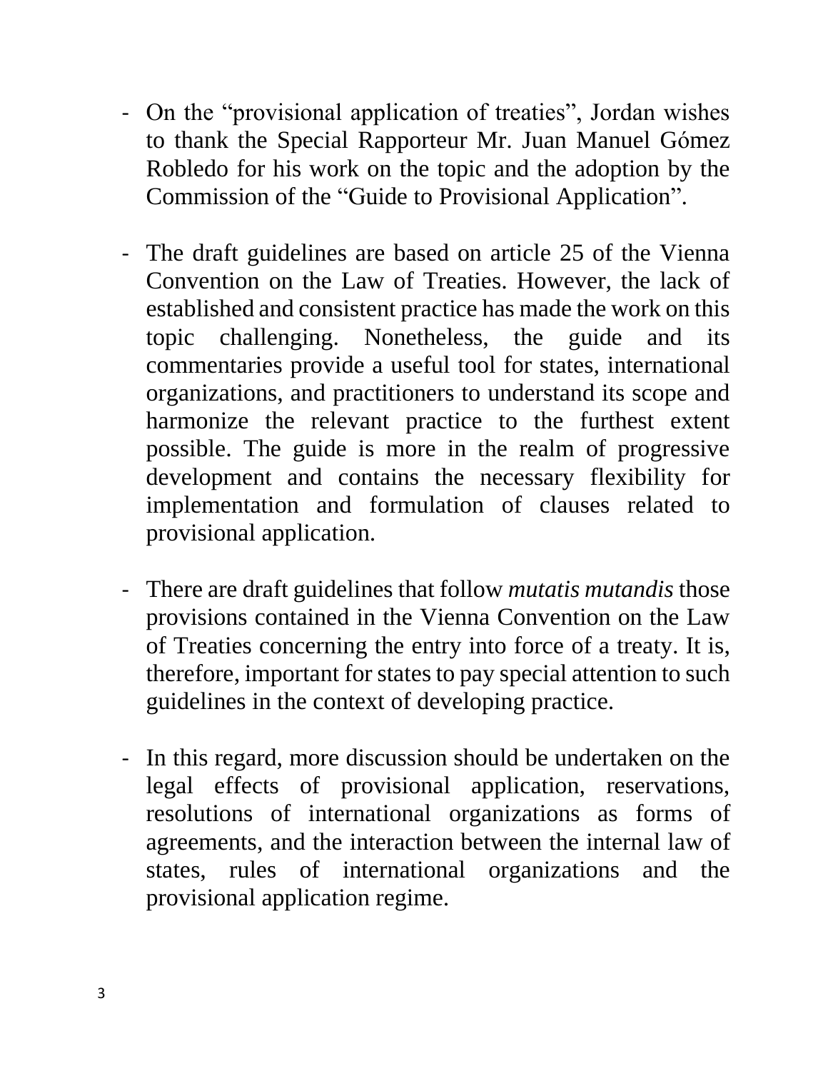- On the "provisional application of treaties", Jordan wishes to thank the Special Rapporteur Mr. Juan Manuel Gómez Robledo for his work on the topic and the adoption by the Commission of the "Guide to Provisional Application".

- The draft guidelines are based on article 25 of the Vienna Convention on the Law of Treaties. However, the lack of established and consistent practice has made the work on this topic challenging. Nonetheless, the guide and its commentaries provide a useful tool for states, international organizations, and practitioners to understand its scope and harmonize the relevant practice to the furthest extent possible. The guide is more in the realm of progressive development and contains the necessary flexibility for implementation and formulation of clauses related to provisional application.

- There are draft guidelines that follow *mutatis mutandis* those provisions contained in the Vienna Convention on the Law of Treaties concerning the entry into force of a treaty. It is, therefore, important for states to pay special attention to such guidelines in the context of developing practice.

- In this regard, more discussion should be undertaken on the legal effects of provisional application, reservations, resolutions of international organizations as forms of agreements, and the interaction between the internal law of states, rules of international organizations and the provisional application regime.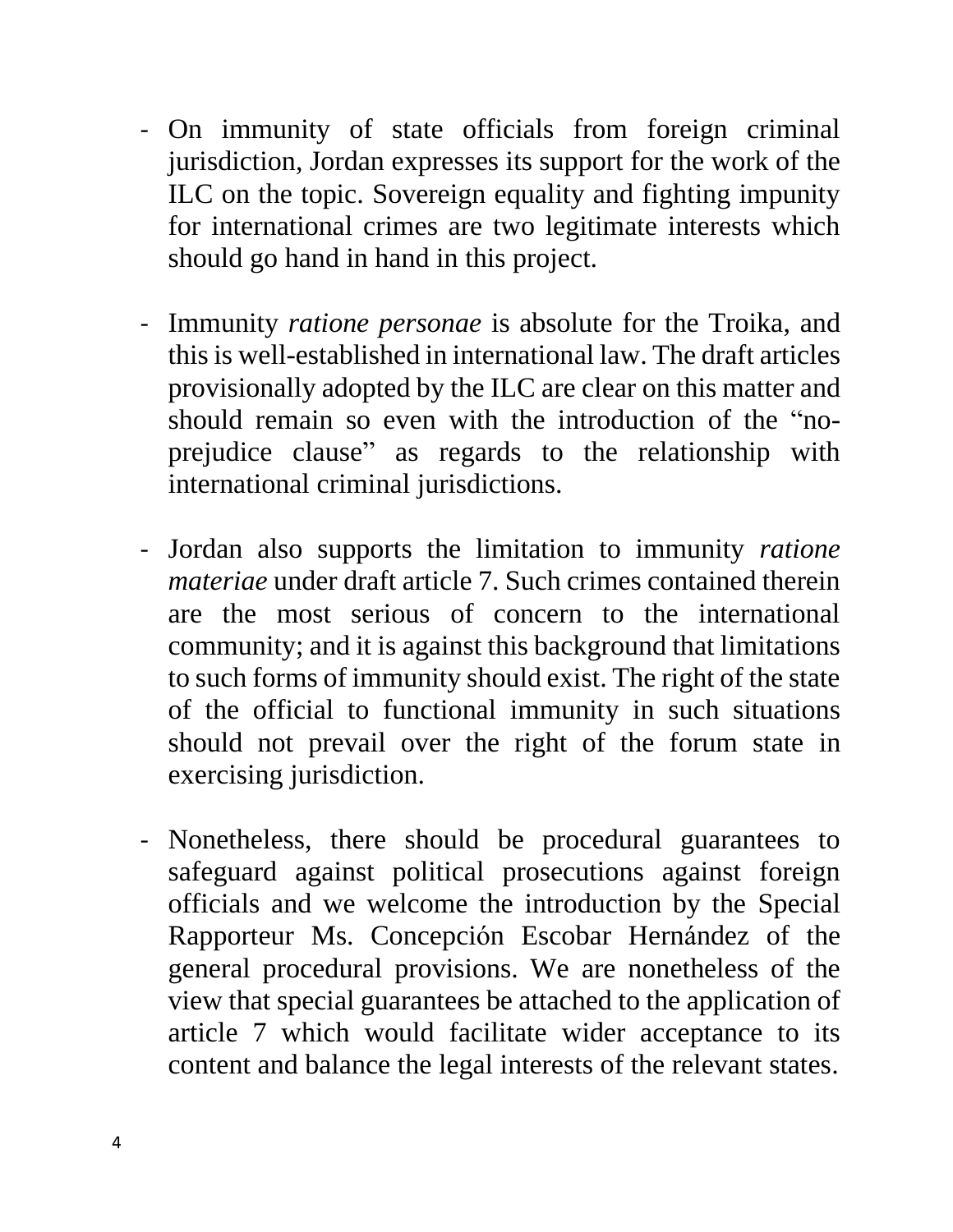- On immunity of state officials from foreign criminal jurisdiction, Jordan expresses its support for the work of the ILC on the topic. Sovereign equality and fighting impunity for international crimes are two legitimate interests which should go hand in hand in this project.

- Immunity *ratione personae* is absolute for the Troika, and this is well-established in international law. The draft articles provisionally adopted by the ILC are clear on this matter and should remain so even with the introduction of the “no-prejudice clause” as regards to the relationship with international criminal jurisdictions.

- Jordan also supports the limitation to immunity *ratione materiae* under draft article 7. Such crimes contained therein are the most serious of concern to the international community; and it is against this background that limitations to such forms of immunity should exist. The right of the state of the official to functional immunity in such situations should not prevail over the right of the forum state in exercising jurisdiction.

- Nonetheless, there should be procedural guarantees to safeguard against political prosecutions against foreign officials and we welcome the introduction by the Special Rapporteur Ms. Concepción Escobar Hernández of the general procedural provisions. We are nonetheless of the view that special guarantees be attached to the application of article 7 which would facilitate wider acceptance to its content and balance the legal interests of the relevant states.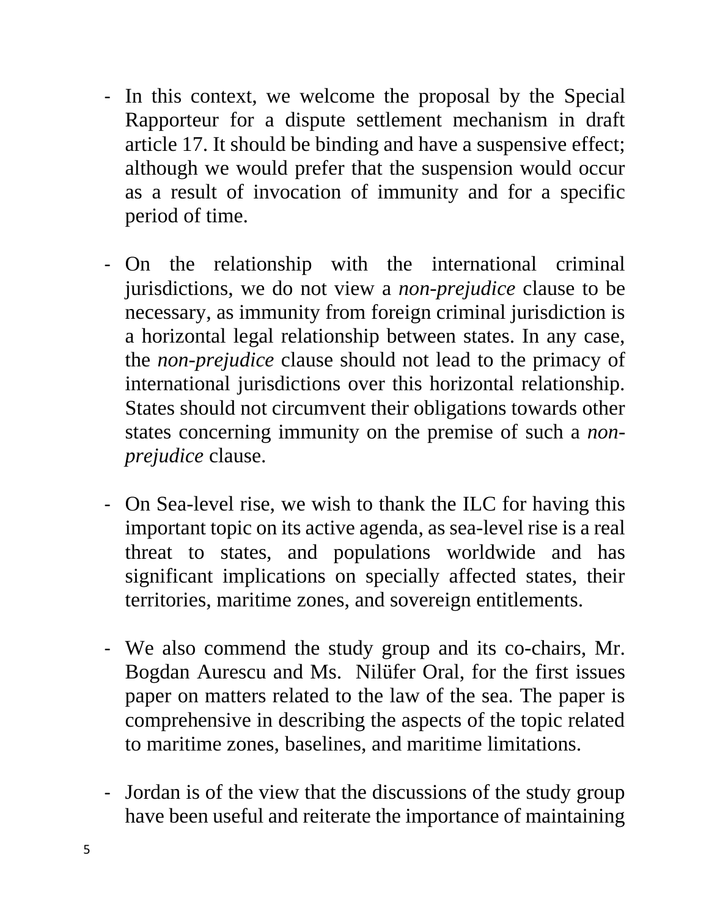- In this context, we welcome the proposal by the Special Rapporteur for a dispute settlement mechanism in draft article 17. It should be binding and have a suspensive effect; although we would prefer that the suspension would occur as a result of invocation of immunity and for a specific period of time.

- On the relationship with the international criminal jurisdictions, we do not view a *non-prejudice* clause to be necessary, as immunity from foreign criminal jurisdiction is a horizontal legal relationship between states. In any case, the *non-prejudice* clause should not lead to the primacy of international jurisdictions over this horizontal relationship. States should not circumvent their obligations towards other states concerning immunity on the premise of such a *non-prejudice* clause.

- On Sea-level rise, we wish to thank the ILC for having this important topic on its active agenda, as sea-level rise is a real threat to states, and populations worldwide and has significant implications on specially affected states, their territories, maritime zones, and sovereign entitlements.

- We also commend the study group and its co-chairs, Mr. Bogdan Aurescu and Ms. Nilüfer Oral, for the first issues paper on matters related to the law of the sea. The paper is comprehensive in describing the aspects of the topic related to maritime zones, baselines, and maritime limitations.

- Jordan is of the view that the discussions of the study group have been useful and reiterate the importance of maintaining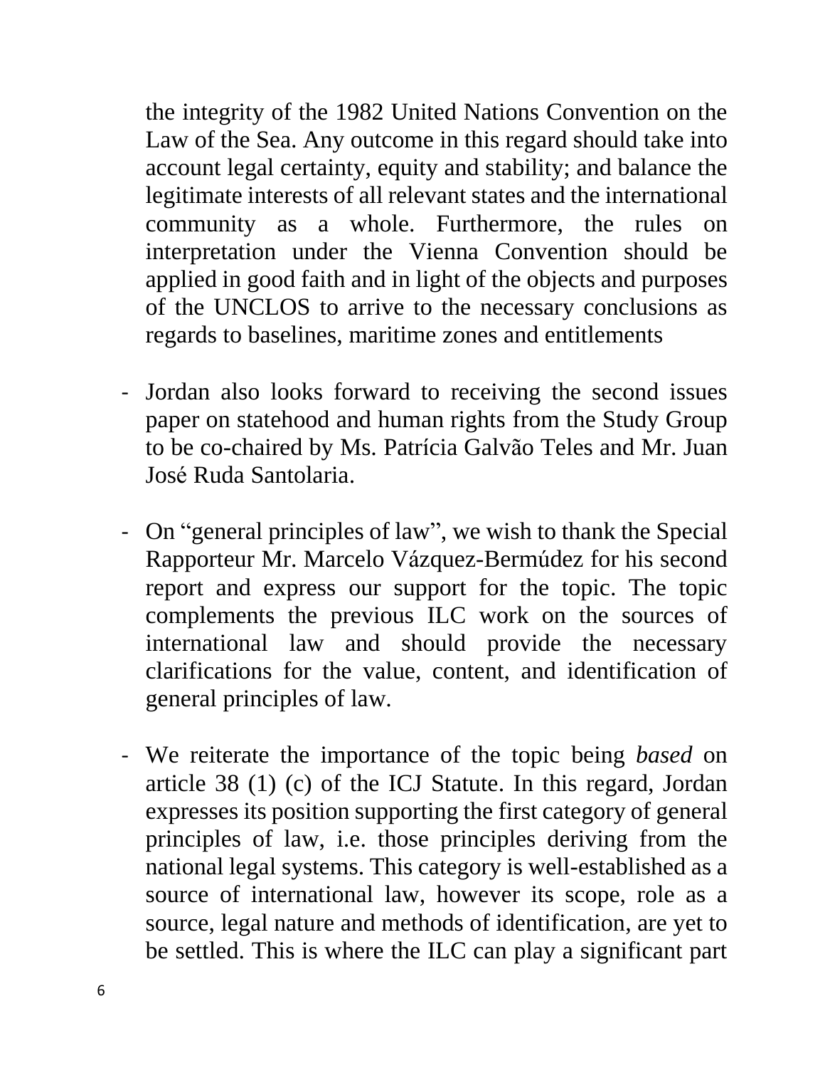the integrity of the 1982 United Nations Convention on the Law of the Sea. Any outcome in this regard should take into account legal certainty, equity and stability; and balance the legitimate interests of all relevant states and the international community as a whole. Furthermore, the rules on interpretation under the Vienna Convention should be applied in good faith and in light of the objects and purposes of the UNCLOS to arrive to the necessary conclusions as regards to baselines, maritime zones and entitlements

- Jordan also looks forward to receiving the second issues paper on statehood and human rights from the Study Group to be co-chaired by Ms. Patrícia Galvão Teles and Mr. Juan José Ruda Santolaria.

- On "general principles of law", we wish to thank the Special Rapporteur Mr. Marcelo Vázquez-Bermúdez for his second report and express our support for the topic. The topic complements the previous ILC work on the sources of international law and should provide the necessary clarifications for the value, content, and identification of general principles of law.

- We reiterate the importance of the topic being *based* on article 38 (1) (c) of the ICJ Statute. In this regard, Jordan expresses its position supporting the first category of general principles of law, i.e. those principles deriving from the national legal systems. This category is well-established as a source of international law, however its scope, role as a source, legal nature and methods of identification, are yet to be settled. This is where the ILC can play a significant part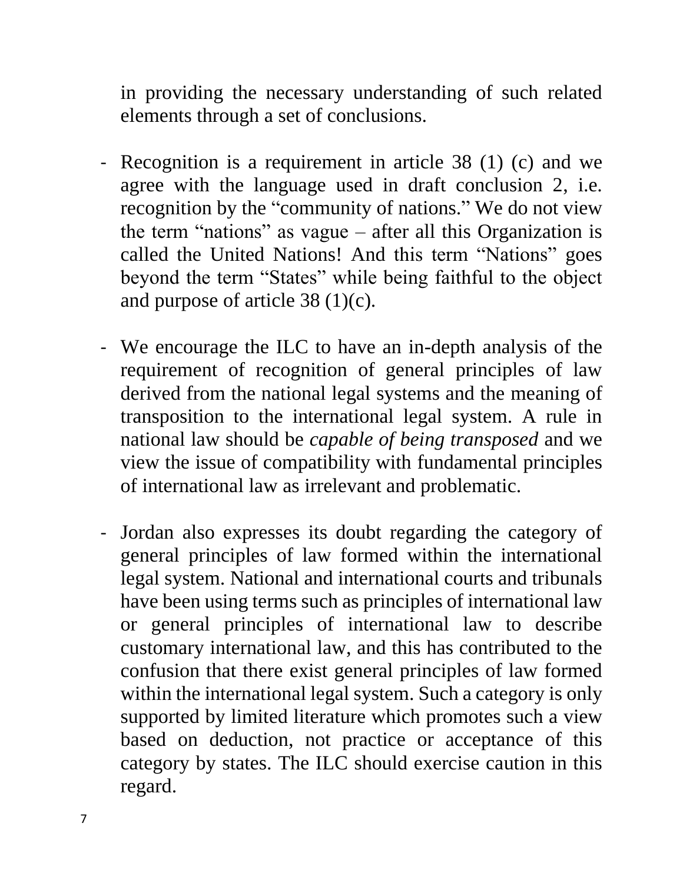in providing the necessary understanding of such related elements through a set of conclusions.

- Recognition is a requirement in article 38 (1) (c) and we agree with the language used in draft conclusion 2, i.e. recognition by the "community of nations." We do not view the term "nations" as vague – after all this Organization is called the United Nations! And this term "Nations" goes beyond the term "States" while being faithful to the object and purpose of article 38 (1)(c).

- We encourage the ILC to have an in-depth analysis of the requirement of recognition of general principles of law derived from the national legal systems and the meaning of transposition to the international legal system. A rule in national law should be *capable of being transposed* and we view the issue of compatibility with fundamental principles of international law as irrelevant and problematic.

- Jordan also expresses its doubt regarding the category of general principles of law formed within the international legal system. National and international courts and tribunals have been using terms such as principles of international law or general principles of international law to describe customary international law, and this has contributed to the confusion that there exist general principles of law formed within the international legal system. Such a category is only supported by limited literature which promotes such a view based on deduction, not practice or acceptance of this category by states. The ILC should exercise caution in this regard.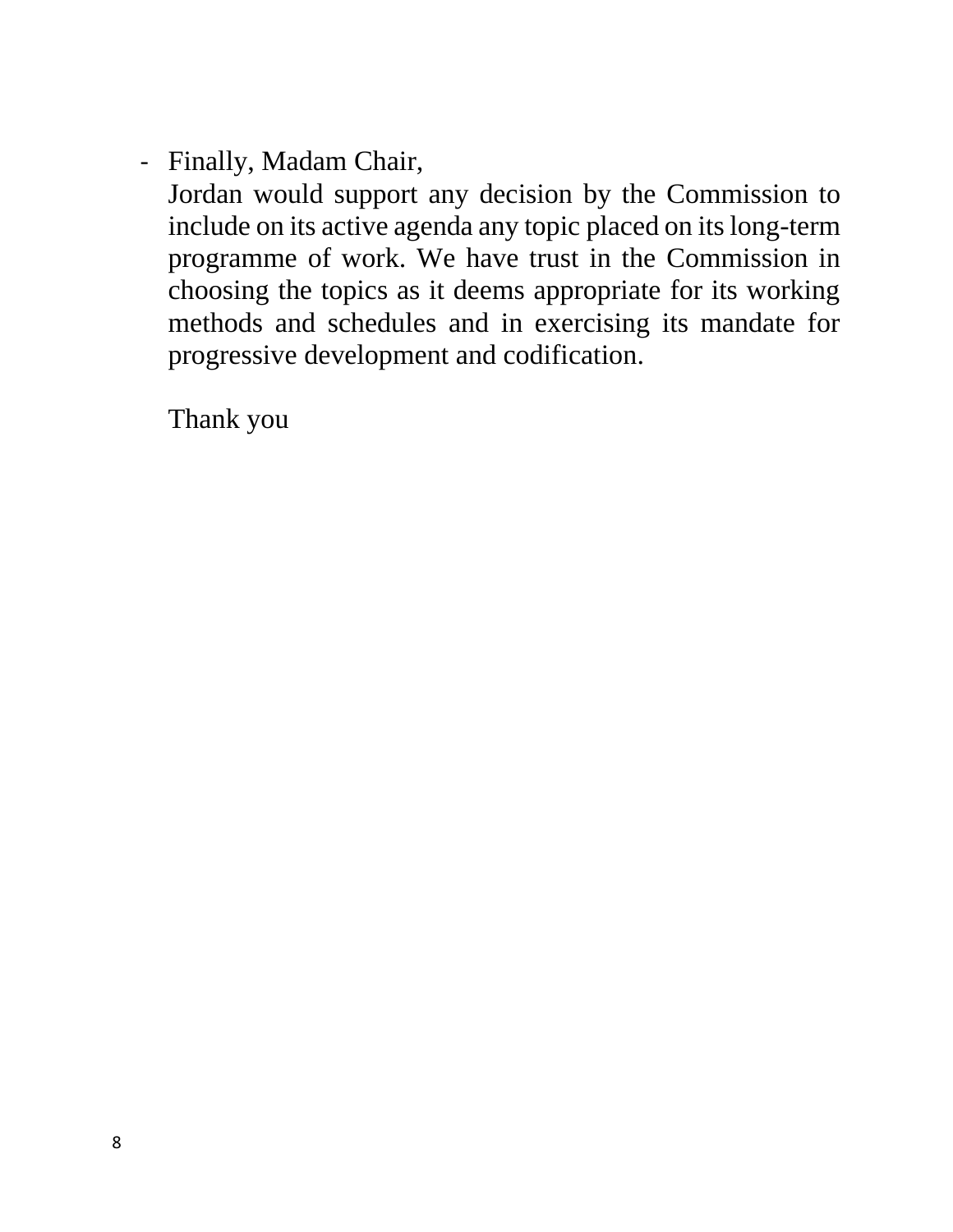- Finally, Madam Chair,

  Jordan would support any decision by the Commission to include on its active agenda any topic placed on its long-term programme of work. We have trust in the Commission in choosing the topics as it deems appropriate for its working methods and schedules and in exercising its mandate for progressive development and codification.

  Thank you